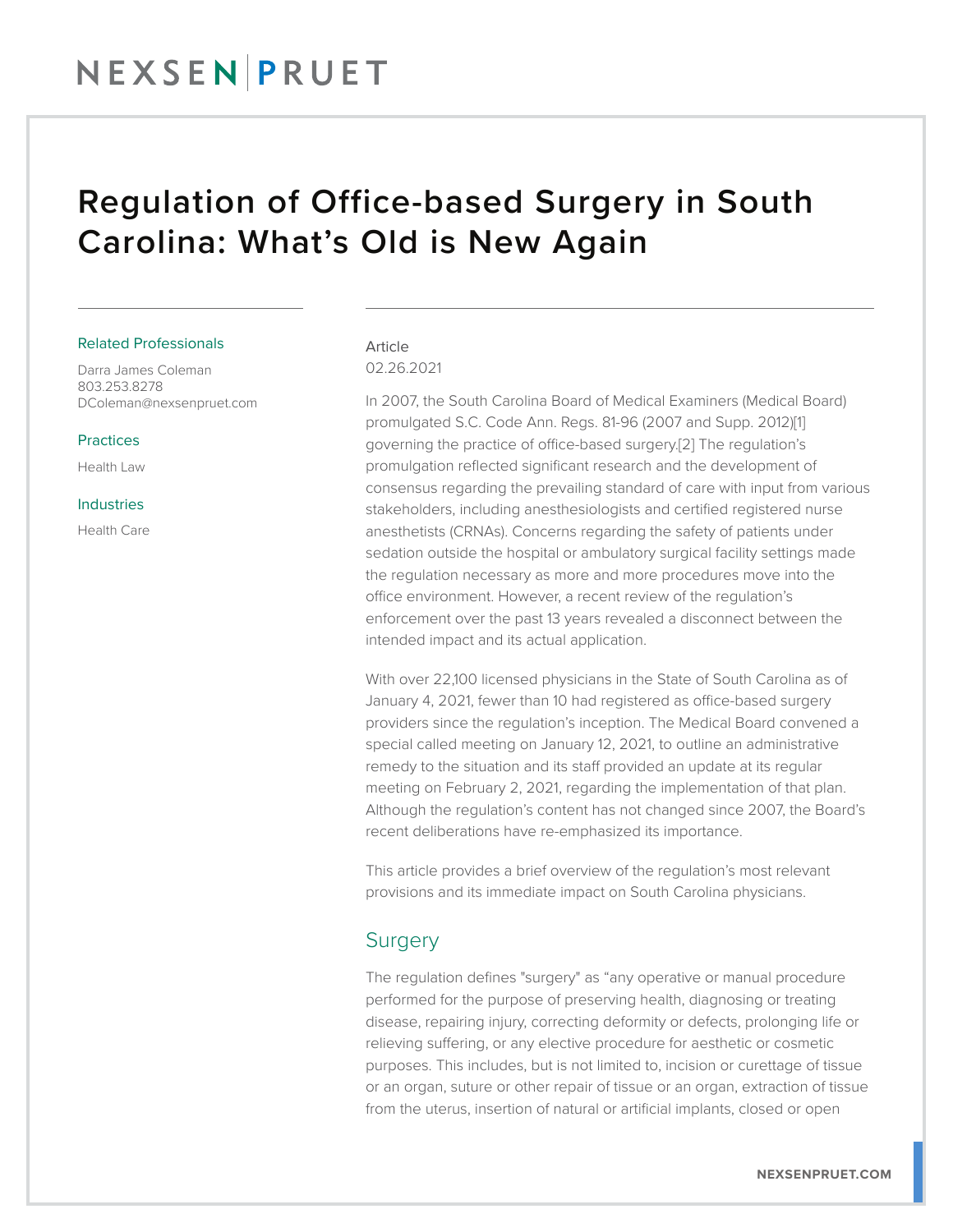# Regulation of Office-based Surgery in South Carolina: What's Old is New Again

Related Professionals

Darra James Coleman
803.253.8278
DColeman@nexsenpruet.com

Practices

Health Law

Industries

Health Care

Article
02.26.2021

In 2007, the South Carolina Board of Medical Examiners (Medical Board) promulgated S.C. Code Ann. Regs. 81-96 (2007 and Supp. 2012)[1] governing the practice of office-based surgery.[2] The regulation's promulgation reflected significant research and the development of consensus regarding the prevailing standard of care with input from various stakeholders, including anesthesiologists and certified registered nurse anesthetists (CRNAs). Concerns regarding the safety of patients under sedation outside the hospital or ambulatory surgical facility settings made the regulation necessary as more and more procedures move into the office environment. However, a recent review of the regulation's enforcement over the past 13 years revealed a disconnect between the intended impact and its actual application.

With over 22,100 licensed physicians in the State of South Carolina as of January 4, 2021, fewer than 10 had registered as office-based surgery providers since the regulation's inception. The Medical Board convened a special called meeting on January 12, 2021, to outline an administrative remedy to the situation and its staff provided an update at its regular meeting on February 2, 2021, regarding the implementation of that plan. Although the regulation's content has not changed since 2007, the Board's recent deliberations have re-emphasized its importance.

This article provides a brief overview of the regulation's most relevant provisions and its immediate impact on South Carolina physicians.

## Surgery

The regulation defines "surgery" as "any operative or manual procedure performed for the purpose of preserving health, diagnosing or treating disease, repairing injury, correcting deformity or defects, prolonging life or relieving suffering, or any elective procedure for aesthetic or cosmetic purposes. This includes, but is not limited to, incision or curettage of tissue or an organ, suture or other repair of tissue or an organ, extraction of tissue from the uterus, insertion of natural or artificial implants, closed or open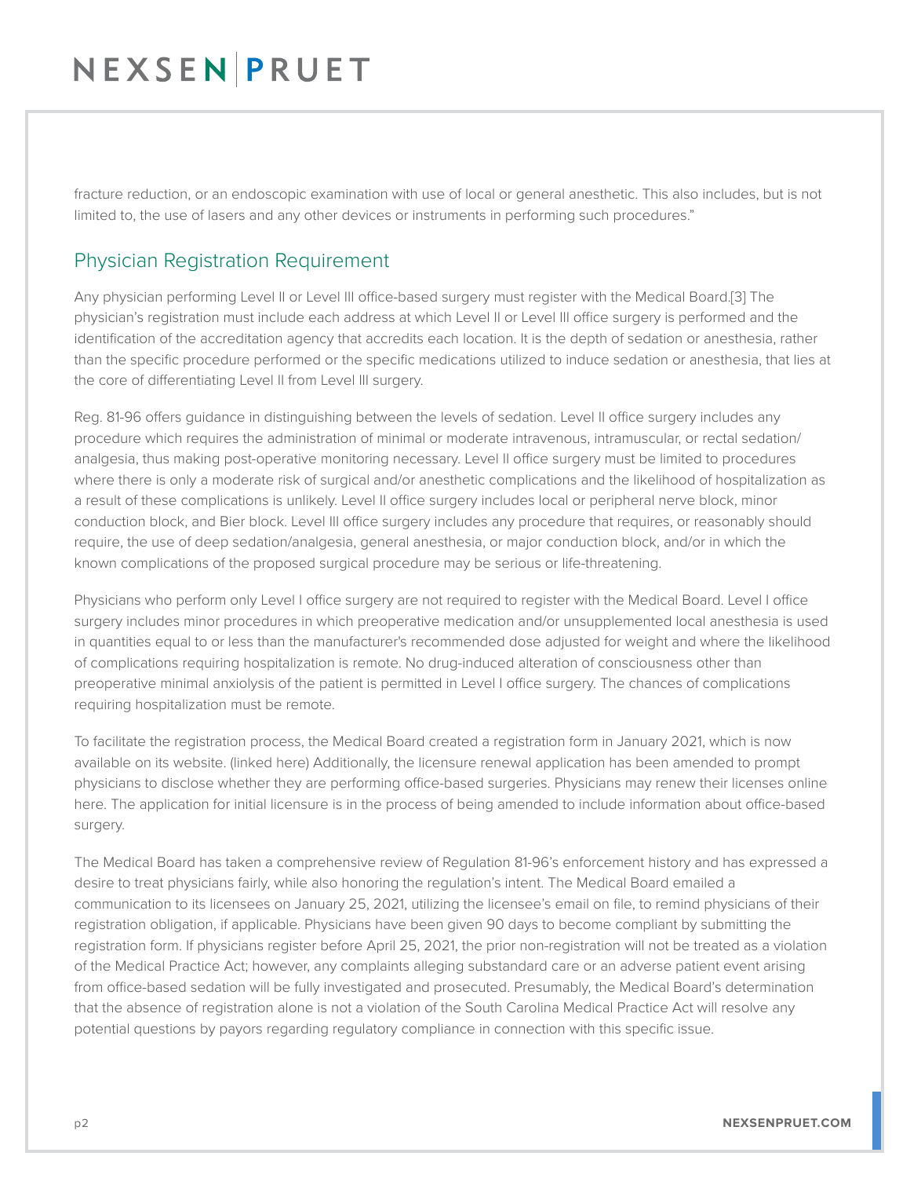fracture reduction, or an endoscopic examination with use of local or general anesthetic. This also includes, but is not limited to, the use of lasers and any other devices or instruments in performing such procedures."

## Physician Registration Requirement

Any physician performing Level II or Level III office-based surgery must register with the Medical Board.[3] The physician's registration must include each address at which Level II or Level III office surgery is performed and the identification of the accreditation agency that accredits each location. It is the depth of sedation or anesthesia, rather than the specific procedure performed or the specific medications utilized to induce sedation or anesthesia, that lies at the core of differentiating Level II from Level III surgery.

Reg. 81-96 offers guidance in distinguishing between the levels of sedation. Level II office surgery includes any procedure which requires the administration of minimal or moderate intravenous, intramuscular, or rectal sedation/analgesia, thus making post-operative monitoring necessary. Level II office surgery must be limited to procedures where there is only a moderate risk of surgical and/or anesthetic complications and the likelihood of hospitalization as a result of these complications is unlikely. Level II office surgery includes local or peripheral nerve block, minor conduction block, and Bier block. Level III office surgery includes any procedure that requires, or reasonably should require, the use of deep sedation/analgesia, general anesthesia, or major conduction block, and/or in which the known complications of the proposed surgical procedure may be serious or life-threatening.

Physicians who perform only Level I office surgery are not required to register with the Medical Board. Level I office surgery includes minor procedures in which preoperative medication and/or unsupplemented local anesthesia is used in quantities equal to or less than the manufacturer's recommended dose adjusted for weight and where the likelihood of complications requiring hospitalization is remote. No drug-induced alteration of consciousness other than preoperative minimal anxiolysis of the patient is permitted in Level I office surgery. The chances of complications requiring hospitalization must be remote.

To facilitate the registration process, the Medical Board created a registration form in January 2021, which is now available on its website. (linked here) Additionally, the licensure renewal application has been amended to prompt physicians to disclose whether they are performing office-based surgeries. Physicians may renew their licenses online here. The application for initial licensure is in the process of being amended to include information about office-based surgery.

The Medical Board has taken a comprehensive review of Regulation 81-96's enforcement history and has expressed a desire to treat physicians fairly, while also honoring the regulation's intent. The Medical Board emailed a communication to its licensees on January 25, 2021, utilizing the licensee's email on file, to remind physicians of their registration obligation, if applicable. Physicians have been given 90 days to become compliant by submitting the registration form. If physicians register before April 25, 2021, the prior non-registration will not be treated as a violation of the Medical Practice Act; however, any complaints alleging substandard care or an adverse patient event arising from office-based sedation will be fully investigated and prosecuted. Presumably, the Medical Board's determination that the absence of registration alone is not a violation of the South Carolina Medical Practice Act will resolve any potential questions by payors regarding regulatory compliance in connection with this specific issue.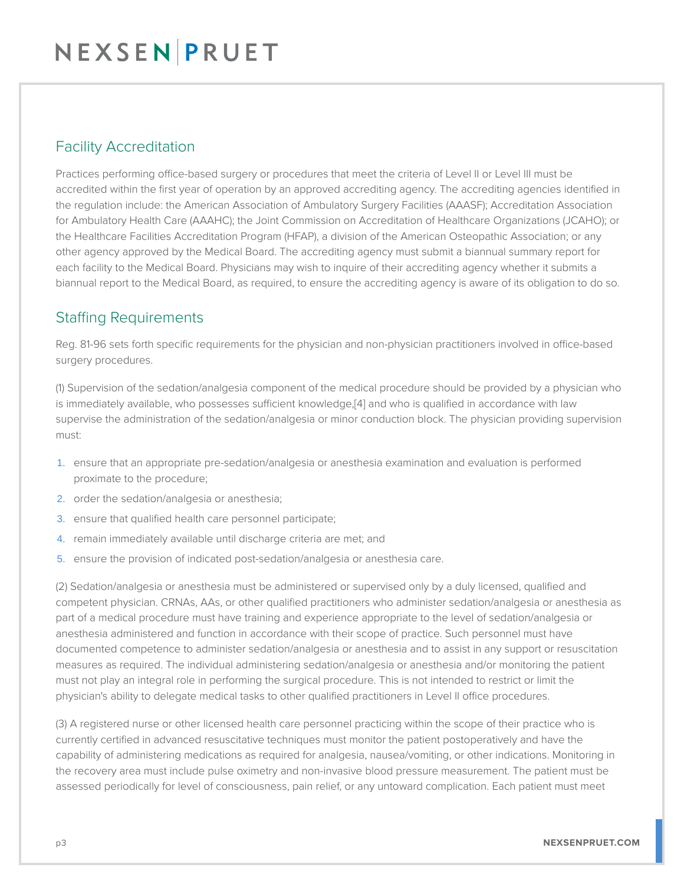## Facility Accreditation

Practices performing office-based surgery or procedures that meet the criteria of Level II or Level III must be accredited within the first year of operation by an approved accrediting agency. The accrediting agencies identified in the regulation include: the American Association of Ambulatory Surgery Facilities (AAASF); Accreditation Association for Ambulatory Health Care (AAAHC); the Joint Commission on Accreditation of Healthcare Organizations (JCAHO); or the Healthcare Facilities Accreditation Program (HFAP), a division of the American Osteopathic Association; or any other agency approved by the Medical Board. The accrediting agency must submit a biannual summary report for each facility to the Medical Board. Physicians may wish to inquire of their accrediting agency whether it submits a biannual report to the Medical Board, as required, to ensure the accrediting agency is aware of its obligation to do so.

## Staffing Requirements

Reg. 81-96 sets forth specific requirements for the physician and non-physician practitioners involved in office-based surgery procedures.

(1) Supervision of the sedation/analgesia component of the medical procedure should be provided by a physician who is immediately available, who possesses sufficient knowledge,[4] and who is qualified in accordance with law supervise the administration of the sedation/analgesia or minor conduction block. The physician providing supervision must:

1. ensure that an appropriate pre-sedation/analgesia or anesthesia examination and evaluation is performed proximate to the procedure;
2. order the sedation/analgesia or anesthesia;
3. ensure that qualified health care personnel participate;
4. remain immediately available until discharge criteria are met; and
5. ensure the provision of indicated post-sedation/analgesia or anesthesia care.

(2) Sedation/analgesia or anesthesia must be administered or supervised only by a duly licensed, qualified and competent physician. CRNAs, AAs, or other qualified practitioners who administer sedation/analgesia or anesthesia as part of a medical procedure must have training and experience appropriate to the level of sedation/analgesia or anesthesia administered and function in accordance with their scope of practice. Such personnel must have documented competence to administer sedation/analgesia or anesthesia and to assist in any support or resuscitation measures as required. The individual administering sedation/analgesia or anesthesia and/or monitoring the patient must not play an integral role in performing the surgical procedure. This is not intended to restrict or limit the physician's ability to delegate medical tasks to other qualified practitioners in Level II office procedures.

(3) A registered nurse or other licensed health care personnel practicing within the scope of their practice who is currently certified in advanced resuscitative techniques must monitor the patient postoperatively and have the capability of administering medications as required for analgesia, nausea/vomiting, or other indications. Monitoring in the recovery area must include pulse oximetry and non-invasive blood pressure measurement. The patient must be assessed periodically for level of consciousness, pain relief, or any untoward complication. Each patient must meet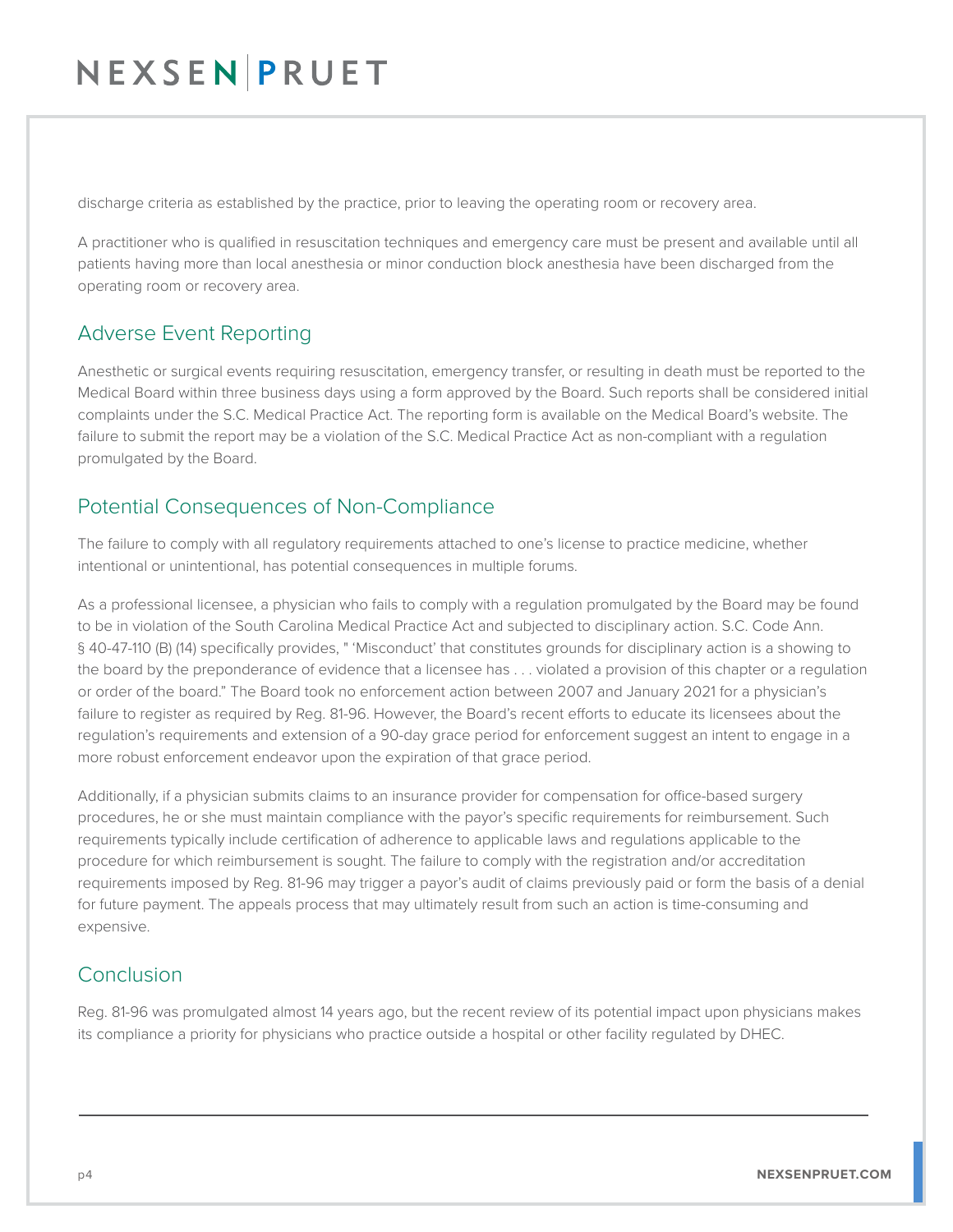discharge criteria as established by the practice, prior to leaving the operating room or recovery area.

A practitioner who is qualified in resuscitation techniques and emergency care must be present and available until all patients having more than local anesthesia or minor conduction block anesthesia have been discharged from the operating room or recovery area.

## Adverse Event Reporting

Anesthetic or surgical events requiring resuscitation, emergency transfer, or resulting in death must be reported to the Medical Board within three business days using a form approved by the Board. Such reports shall be considered initial complaints under the S.C. Medical Practice Act. The reporting form is available on the Medical Board's website. The failure to submit the report may be a violation of the S.C. Medical Practice Act as non-compliant with a regulation promulgated by the Board.

## Potential Consequences of Non-Compliance

The failure to comply with all regulatory requirements attached to one's license to practice medicine, whether intentional or unintentional, has potential consequences in multiple forums.

As a professional licensee, a physician who fails to comply with a regulation promulgated by the Board may be found to be in violation of the South Carolina Medical Practice Act and subjected to disciplinary action. S.C. Code Ann. § 40-47-110 (B) (14) specifically provides, " 'Misconduct' that constitutes grounds for disciplinary action is a showing to the board by the preponderance of evidence that a licensee has . . . violated a provision of this chapter or a regulation or order of the board." The Board took no enforcement action between 2007 and January 2021 for a physician's failure to register as required by Reg. 81-96. However, the Board's recent efforts to educate its licensees about the regulation's requirements and extension of a 90-day grace period for enforcement suggest an intent to engage in a more robust enforcement endeavor upon the expiration of that grace period.

Additionally, if a physician submits claims to an insurance provider for compensation for office-based surgery procedures, he or she must maintain compliance with the payor's specific requirements for reimbursement. Such requirements typically include certification of adherence to applicable laws and regulations applicable to the procedure for which reimbursement is sought. The failure to comply with the registration and/or accreditation requirements imposed by Reg. 81-96 may trigger a payor's audit of claims previously paid or form the basis of a denial for future payment. The appeals process that may ultimately result from such an action is time-consuming and expensive.

## Conclusion

Reg. 81-96 was promulgated almost 14 years ago, but the recent review of its potential impact upon physicians makes its compliance a priority for physicians who practice outside a hospital or other facility regulated by DHEC.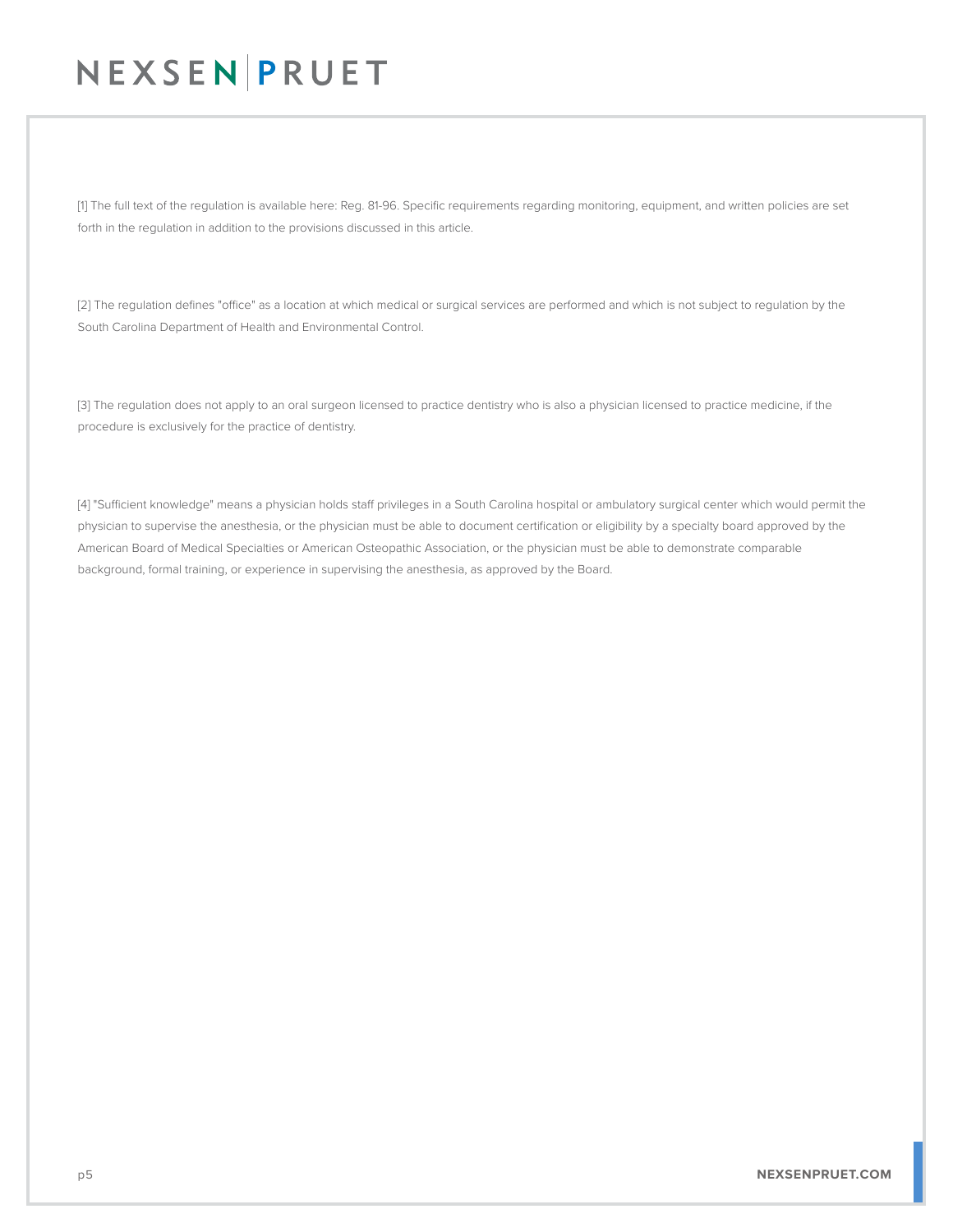[1] The full text of the regulation is available here: Reg. 81-96. Specific requirements regarding monitoring, equipment, and written policies are set forth in the regulation in addition to the provisions discussed in this article.

[2] The regulation defines "office" as a location at which medical or surgical services are performed and which is not subject to regulation by the South Carolina Department of Health and Environmental Control.

[3] The regulation does not apply to an oral surgeon licensed to practice dentistry who is also a physician licensed to practice medicine, if the procedure is exclusively for the practice of dentistry.

[4] "Sufficient knowledge" means a physician holds staff privileges in a South Carolina hospital or ambulatory surgical center which would permit the physician to supervise the anesthesia, or the physician must be able to document certification or eligibility by a specialty board approved by the American Board of Medical Specialties or American Osteopathic Association, or the physician must be able to demonstrate comparable background, formal training, or experience in supervising the anesthesia, as approved by the Board.